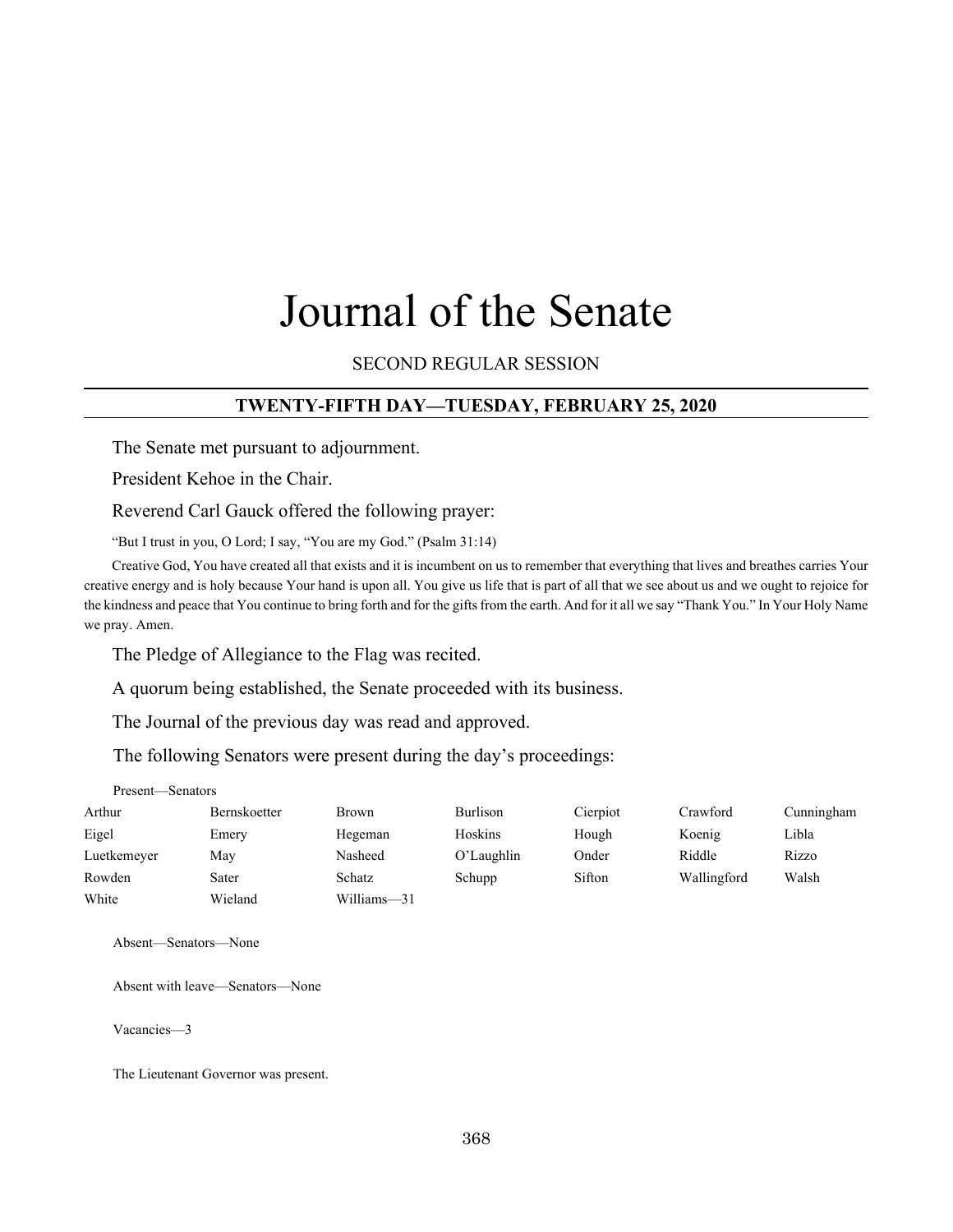# Journal of the Senate

SECOND REGULAR SESSION

## TWENTY-FIFTH DAY—TUESDAY, FEBRUARY 25, 2020

The Senate met pursuant to adjournment.

President Kehoe in the Chair.

Reverend Carl Gauck offered the following prayer:

"But I trust in you, O Lord; I say, "You are my God." (Psalm 31:14)

Creative God, You have created all that exists and it is incumbent on us to remember that everything that lives and breathes carries Your creative energy and is holy because Your hand is upon all. You give us life that is part of all that we see about us and we ought to rejoice for the kindness and peace that You continue to bring forth and for the gifts from the earth. And for it all we say "Thank You." In Your Holy Name we pray. Amen.

The Pledge of Allegiance to the Flag was recited.

A quorum being established, the Senate proceeded with its business.

The Journal of the previous day was read and approved.

The following Senators were present during the day's proceedings:

Present—Senators

| | | | | | | |
|---|---|---|---|---|---|---|
| Arthur | Bernskoetter | Brown | Burlison | Cierpiot | Crawford | Cunningham |
| Eigel | Emery | Hegeman | Hoskins | Hough | Koenig | Libla |
| Luetkemeyer | May | Nasheed | O'Laughlin | Onder | Riddle | Rizzo |
| Rowden | Sater | Schatz | Schupp | Sifton | Wallingford | Walsh |
| White | Wieland | Williams—31 | | | | |

Absent—Senators—None

Absent with leave—Senators—None

Vacancies—3

The Lieutenant Governor was present.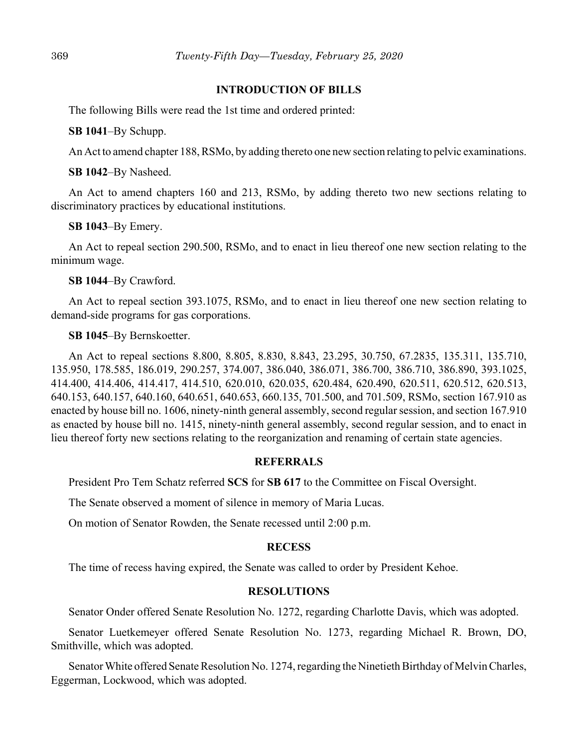## INTRODUCTION OF BILLS

The following Bills were read the 1st time and ordered printed:

**SB 1041**–By Schupp.

An Act to amend chapter 188, RSMo, by adding thereto one new section relating to pelvic examinations.

**SB 1042**–By Nasheed.

An Act to amend chapters 160 and 213, RSMo, by adding thereto two new sections relating to discriminatory practices by educational institutions.

**SB 1043**–By Emery.

An Act to repeal section 290.500, RSMo, and to enact in lieu thereof one new section relating to the minimum wage.

**SB 1044**–By Crawford.

An Act to repeal section 393.1075, RSMo, and to enact in lieu thereof one new section relating to demand-side programs for gas corporations.

**SB 1045**–By Bernskoetter.

An Act to repeal sections 8.800, 8.805, 8.830, 8.843, 23.295, 30.750, 67.2835, 135.311, 135.710, 135.950, 178.585, 186.019, 290.257, 374.007, 386.040, 386.071, 386.700, 386.710, 386.890, 393.1025, 414.400, 414.406, 414.417, 414.510, 620.010, 620.035, 620.484, 620.490, 620.511, 620.512, 620.513, 640.153, 640.157, 640.160, 640.651, 640.653, 660.135, 701.500, and 701.509, RSMo, section 167.910 as enacted by house bill no. 1606, ninety-ninth general assembly, second regular session, and section 167.910 as enacted by house bill no. 1415, ninety-ninth general assembly, second regular session, and to enact in lieu thereof forty new sections relating to the reorganization and renaming of certain state agencies.

## REFERRALS

President Pro Tem Schatz referred **SCS** for **SB 617** to the Committee on Fiscal Oversight.

The Senate observed a moment of silence in memory of Maria Lucas.

On motion of Senator Rowden, the Senate recessed until 2:00 p.m.

## RECESS

The time of recess having expired, the Senate was called to order by President Kehoe.

## RESOLUTIONS

Senator Onder offered Senate Resolution No. 1272, regarding Charlotte Davis, which was adopted.

Senator Luetkemeyer offered Senate Resolution No. 1273, regarding Michael R. Brown, DO, Smithville, which was adopted.

Senator White offered Senate Resolution No. 1274, regarding the Ninetieth Birthday of Melvin Charles, Eggerman, Lockwood, which was adopted.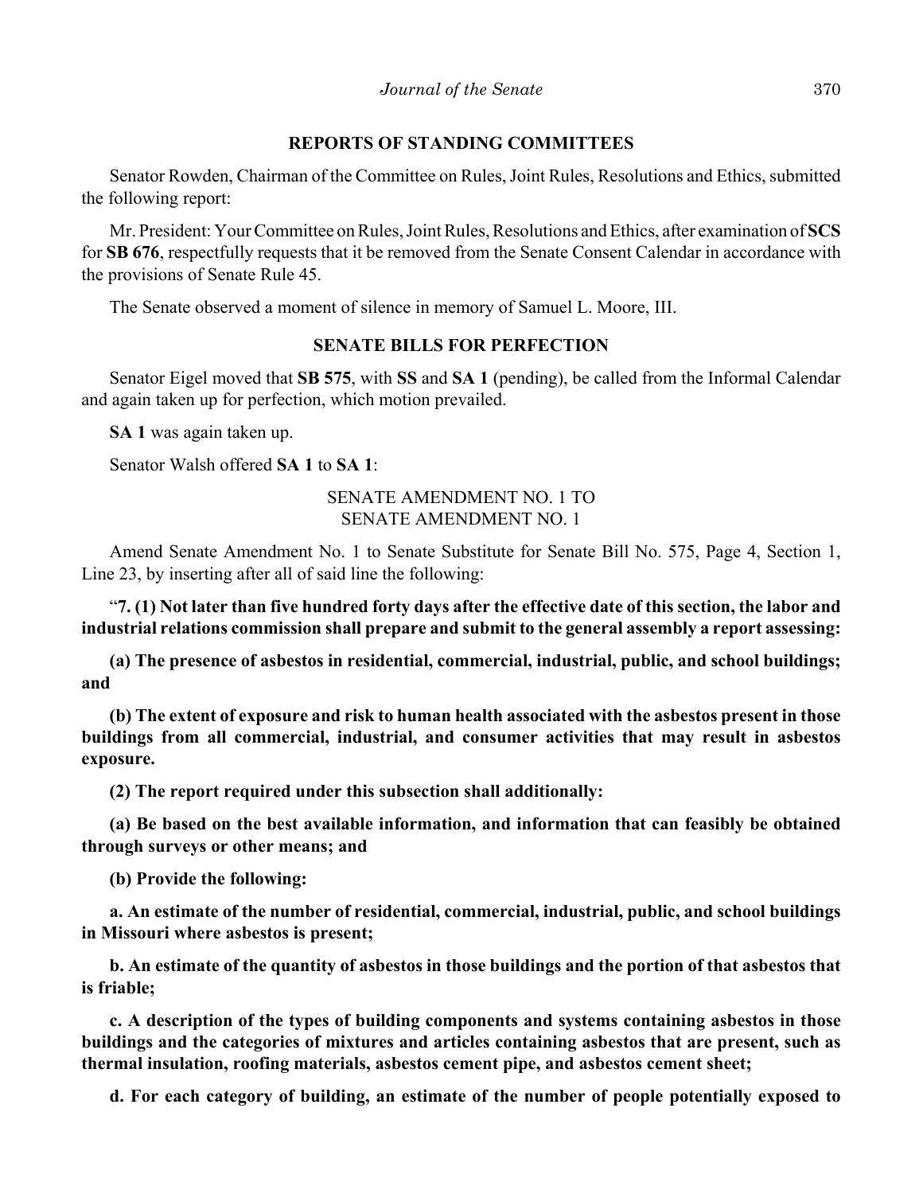## REPORTS OF STANDING COMMITTEES

Senator Rowden, Chairman of the Committee on Rules, Joint Rules, Resolutions and Ethics, submitted the following report:

Mr. President: Your Committee on Rules, Joint Rules, Resolutions and Ethics, after examination of **SCS** for **SB 676**, respectfully requests that it be removed from the Senate Consent Calendar in accordance with the provisions of Senate Rule 45.

The Senate observed a moment of silence in memory of Samuel L. Moore, III.

## SENATE BILLS FOR PERFECTION

Senator Eigel moved that **SB 575**, with **SS** and **SA 1** (pending), be called from the Informal Calendar and again taken up for perfection, which motion prevailed.

**SA 1** was again taken up.

Senator Walsh offered **SA 1** to **SA 1**:

SENATE AMENDMENT NO. 1 TO
SENATE AMENDMENT NO. 1

Amend Senate Amendment No. 1 to Senate Substitute for Senate Bill No. 575, Page 4, Section 1, Line 23, by inserting after all of said line the following:

"**7. (1) Not later than five hundred forty days after the effective date of this section, the labor and industrial relations commission shall prepare and submit to the general assembly a report assessing:**

**(a) The presence of asbestos in residential, commercial, industrial, public, and school buildings; and**

**(b) The extent of exposure and risk to human health associated with the asbestos present in those buildings from all commercial, industrial, and consumer activities that may result in asbestos exposure.**

**(2) The report required under this subsection shall additionally:**

**(a) Be based on the best available information, and information that can feasibly be obtained through surveys or other means; and**

**(b) Provide the following:**

**a. An estimate of the number of residential, commercial, industrial, public, and school buildings in Missouri where asbestos is present;**

**b. An estimate of the quantity of asbestos in those buildings and the portion of that asbestos that is friable;**

**c. A description of the types of building components and systems containing asbestos in those buildings and the categories of mixtures and articles containing asbestos that are present, such as thermal insulation, roofing materials, asbestos cement pipe, and asbestos cement sheet;**

**d. For each category of building, an estimate of the number of people potentially exposed to**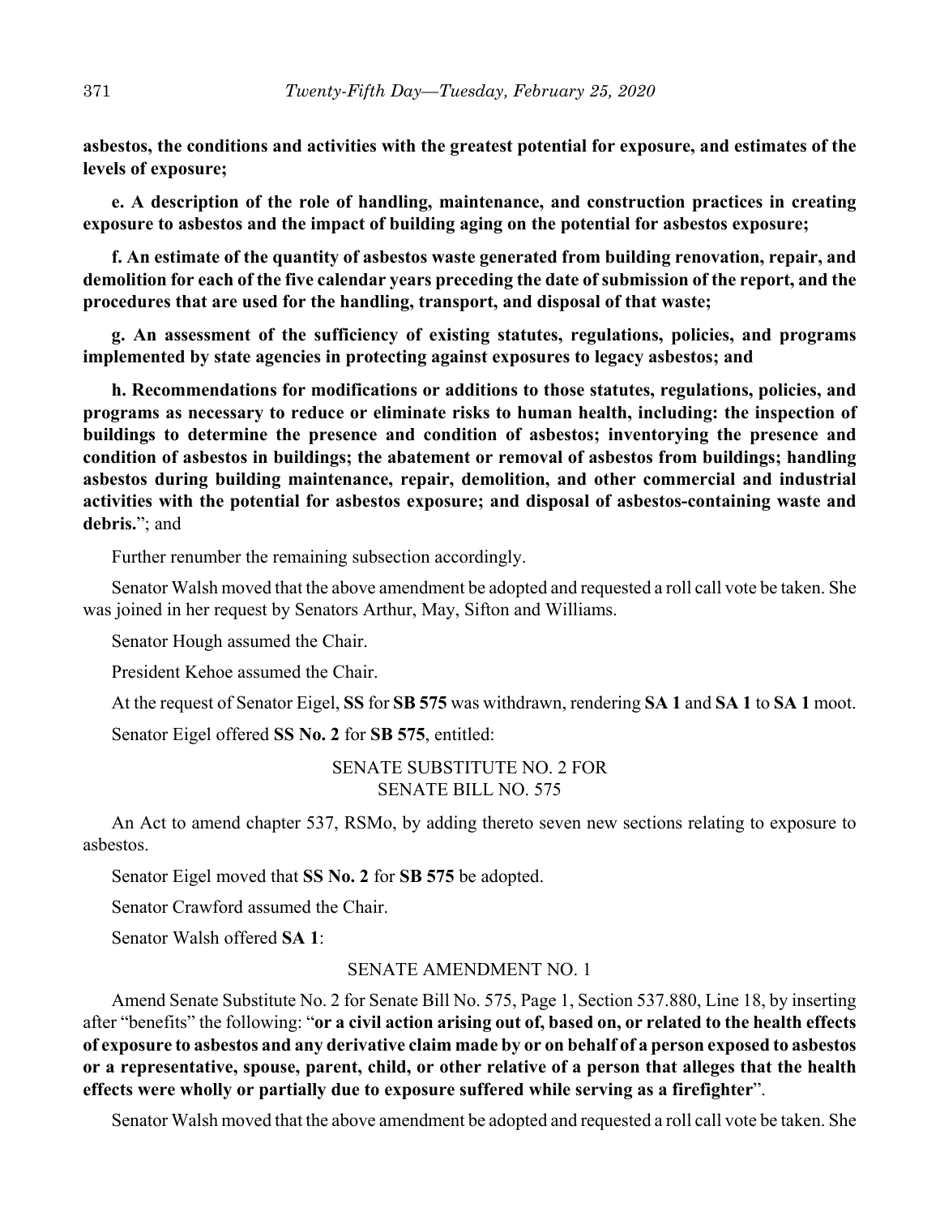**asbestos, the conditions and activities with the greatest potential for exposure, and estimates of the levels of exposure;**

**e. A description of the role of handling, maintenance, and construction practices in creating exposure to asbestos and the impact of building aging on the potential for asbestos exposure;**

**f. An estimate of the quantity of asbestos waste generated from building renovation, repair, and demolition for each of the five calendar years preceding the date of submission of the report, and the procedures that are used for the handling, transport, and disposal of that waste;**

**g. An assessment of the sufficiency of existing statutes, regulations, policies, and programs implemented by state agencies in protecting against exposures to legacy asbestos; and**

**h. Recommendations for modifications or additions to those statutes, regulations, policies, and programs as necessary to reduce or eliminate risks to human health, including: the inspection of buildings to determine the presence and condition of asbestos; inventorying the presence and condition of asbestos in buildings; the abatement or removal of asbestos from buildings; handling asbestos during building maintenance, repair, demolition, and other commercial and industrial activities with the potential for asbestos exposure; and disposal of asbestos-containing waste and debris.**"; and

Further renumber the remaining subsection accordingly.

Senator Walsh moved that the above amendment be adopted and requested a roll call vote be taken. She was joined in her request by Senators Arthur, May, Sifton and Williams.

Senator Hough assumed the Chair.

President Kehoe assumed the Chair.

At the request of Senator Eigel, **SS** for **SB 575** was withdrawn, rendering **SA 1** and **SA 1** to **SA 1** moot.

Senator Eigel offered **SS No. 2** for **SB 575**, entitled:

SENATE SUBSTITUTE NO. 2 FOR
SENATE BILL NO. 575

An Act to amend chapter 537, RSMo, by adding thereto seven new sections relating to exposure to asbestos.

Senator Eigel moved that **SS No. 2** for **SB 575** be adopted.

Senator Crawford assumed the Chair.

Senator Walsh offered **SA 1**:

SENATE AMENDMENT NO. 1

Amend Senate Substitute No. 2 for Senate Bill No. 575, Page 1, Section 537.880, Line 18, by inserting after "benefits" the following: "**or a civil action arising out of, based on, or related to the health effects of exposure to asbestos and any derivative claim made by or on behalf of a person exposed to asbestos or a representative, spouse, parent, child, or other relative of a person that alleges that the health effects were wholly or partially due to exposure suffered while serving as a firefighter**".

Senator Walsh moved that the above amendment be adopted and requested a roll call vote be taken. She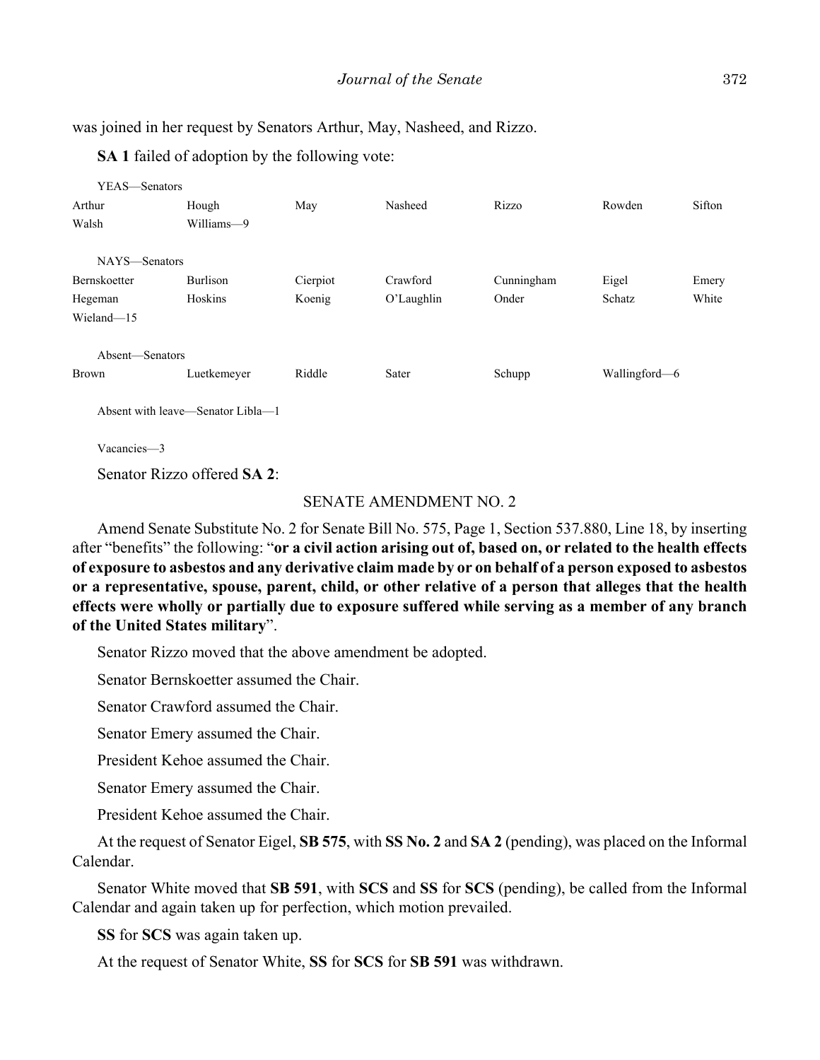was joined in her request by Senators Arthur, May, Nasheed, and Rizzo.

**SA 1** failed of adoption by the following vote:

YEAS—Senators

| | | | | | | |
|---|---|---|---|---|---|---|
| Arthur | Hough | May | Nasheed | Rizzo | Rowden | Sifton |
| Walsh | Williams—9 | | | | | |

NAYS—Senators

| | | | | | | |
|---|---|---|---|---|---|---|
| Bernskoetter | Burlison | Cierpiot | Crawford | Cunningham | Eigel | Emery |
| Hegeman | Hoskins | Koenig | O'Laughlin | Onder | Schatz | White |
| Wieland—15 | | | | | | |

Absent—Senators

| | | | | | |
|---|---|---|---|---|---|
| Brown | Luetkemeyer | Riddle | Sater | Schupp | Wallingford—6 |

Absent with leave—Senator Libla—1

Vacancies—3

Senator Rizzo offered **SA 2**:

SENATE AMENDMENT NO. 2

Amend Senate Substitute No. 2 for Senate Bill No. 575, Page 1, Section 537.880, Line 18, by inserting after "benefits" the following: "**or a civil action arising out of, based on, or related to the health effects of exposure to asbestos and any derivative claim made by or on behalf of a person exposed to asbestos or a representative, spouse, parent, child, or other relative of a person that alleges that the health effects were wholly or partially due to exposure suffered while serving as a member of any branch of the United States military**".

Senator Rizzo moved that the above amendment be adopted.

Senator Bernskoetter assumed the Chair.

Senator Crawford assumed the Chair.

Senator Emery assumed the Chair.

President Kehoe assumed the Chair.

Senator Emery assumed the Chair.

President Kehoe assumed the Chair.

At the request of Senator Eigel, **SB 575**, with **SS No. 2** and **SA 2** (pending), was placed on the Informal Calendar.

Senator White moved that **SB 591**, with **SCS** and **SS** for **SCS** (pending), be called from the Informal Calendar and again taken up for perfection, which motion prevailed.

**SS** for **SCS** was again taken up.

At the request of Senator White, **SS** for **SCS** for **SB 591** was withdrawn.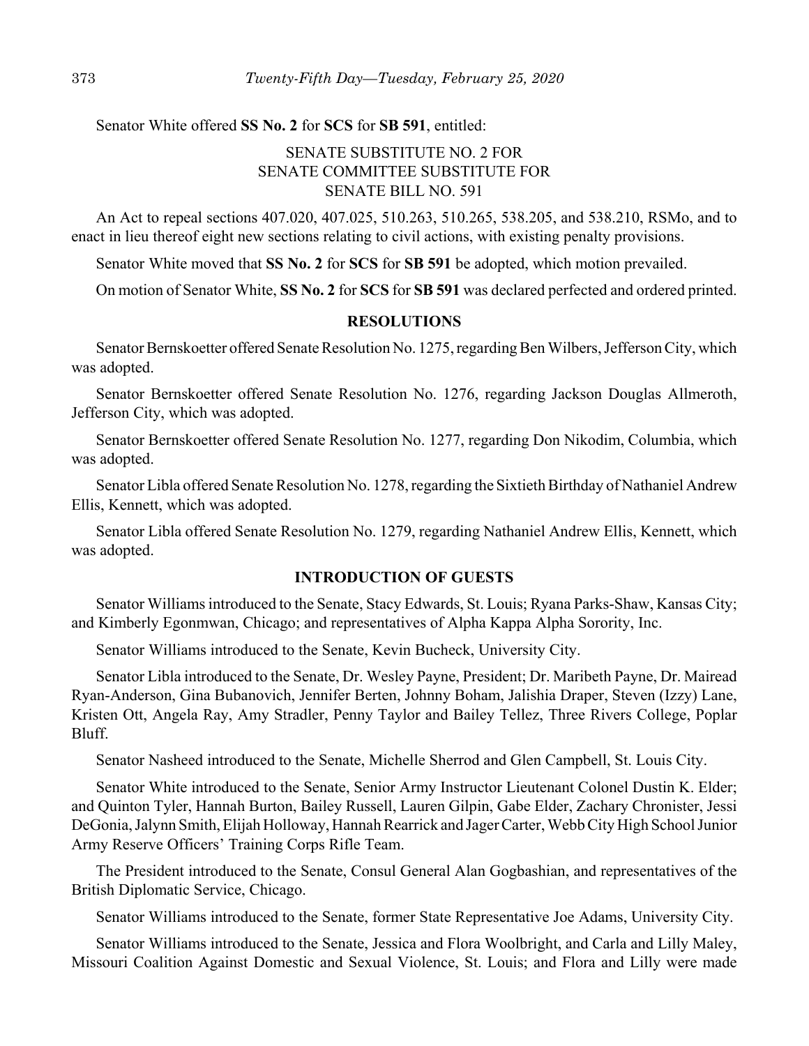Senator White offered **SS No. 2** for **SCS** for **SB 591**, entitled:

SENATE SUBSTITUTE NO. 2 FOR
SENATE COMMITTEE SUBSTITUTE FOR
SENATE BILL NO. 591

An Act to repeal sections 407.020, 407.025, 510.263, 510.265, 538.205, and 538.210, RSMo, and to enact in lieu thereof eight new sections relating to civil actions, with existing penalty provisions.

Senator White moved that **SS No. 2** for **SCS** for **SB 591** be adopted, which motion prevailed.

On motion of Senator White, **SS No. 2** for **SCS** for **SB 591** was declared perfected and ordered printed.

## RESOLUTIONS

Senator Bernskoetter offered Senate Resolution No. 1275, regarding Ben Wilbers, Jefferson City, which was adopted.

Senator Bernskoetter offered Senate Resolution No. 1276, regarding Jackson Douglas Allmeroth, Jefferson City, which was adopted.

Senator Bernskoetter offered Senate Resolution No. 1277, regarding Don Nikodim, Columbia, which was adopted.

Senator Libla offered Senate Resolution No. 1278, regarding the Sixtieth Birthday of Nathaniel Andrew Ellis, Kennett, which was adopted.

Senator Libla offered Senate Resolution No. 1279, regarding Nathaniel Andrew Ellis, Kennett, which was adopted.

## INTRODUCTION OF GUESTS

Senator Williams introduced to the Senate, Stacy Edwards, St. Louis; Ryana Parks-Shaw, Kansas City; and Kimberly Egonmwan, Chicago; and representatives of Alpha Kappa Alpha Sorority, Inc.

Senator Williams introduced to the Senate, Kevin Bucheck, University City.

Senator Libla introduced to the Senate, Dr. Wesley Payne, President; Dr. Maribeth Payne, Dr. Mairead Ryan-Anderson, Gina Bubanovich, Jennifer Berten, Johnny Boham, Jalishia Draper, Steven (Izzy) Lane, Kristen Ott, Angela Ray, Amy Stradler, Penny Taylor and Bailey Tellez, Three Rivers College, Poplar Bluff.

Senator Nasheed introduced to the Senate, Michelle Sherrod and Glen Campbell, St. Louis City.

Senator White introduced to the Senate, Senior Army Instructor Lieutenant Colonel Dustin K. Elder; and Quinton Tyler, Hannah Burton, Bailey Russell, Lauren Gilpin, Gabe Elder, Zachary Chronister, Jessi DeGonia, Jalynn Smith, Elijah Holloway, Hannah Rearrick and Jager Carter, Webb City High School Junior Army Reserve Officers' Training Corps Rifle Team.

The President introduced to the Senate, Consul General Alan Gogbashian, and representatives of the British Diplomatic Service, Chicago.

Senator Williams introduced to the Senate, former State Representative Joe Adams, University City.

Senator Williams introduced to the Senate, Jessica and Flora Woolbright, and Carla and Lilly Maley, Missouri Coalition Against Domestic and Sexual Violence, St. Louis; and Flora and Lilly were made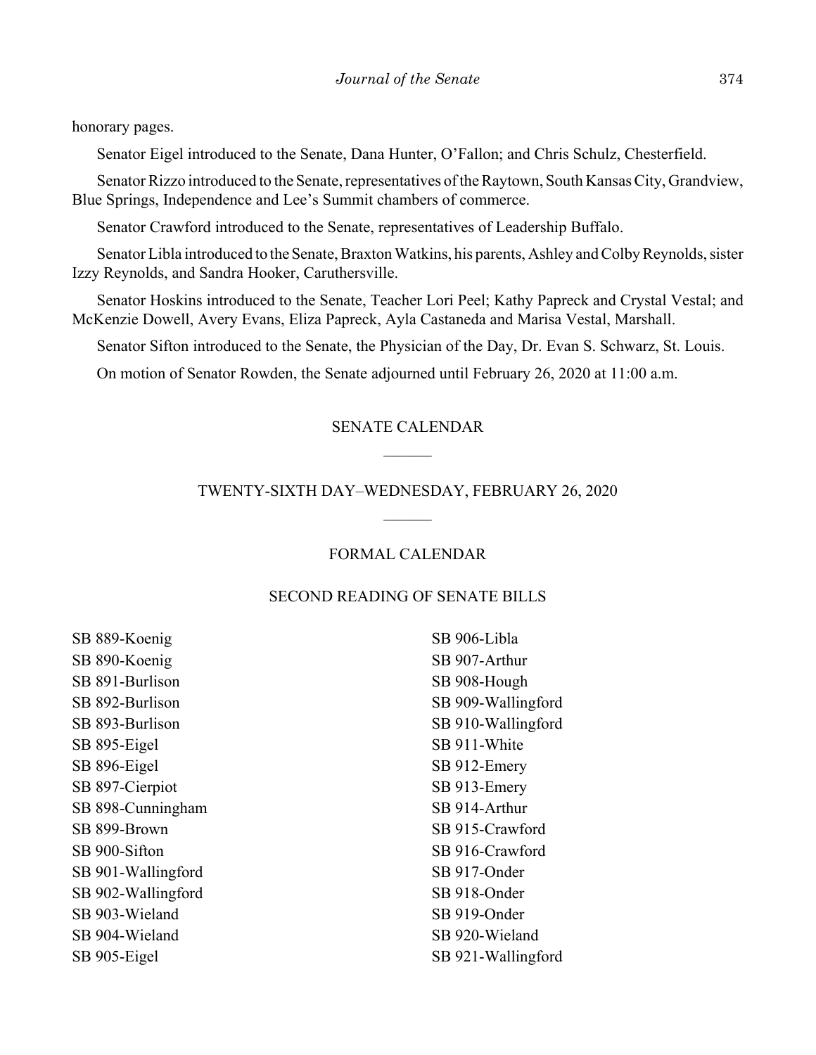honorary pages.

Senator Eigel introduced to the Senate, Dana Hunter, O'Fallon; and Chris Schulz, Chesterfield.

Senator Rizzo introduced to the Senate, representatives of the Raytown, South Kansas City, Grandview, Blue Springs, Independence and Lee's Summit chambers of commerce.

Senator Crawford introduced to the Senate, representatives of Leadership Buffalo.

Senator Libla introduced to the Senate, Braxton Watkins, his parents, Ashley and Colby Reynolds, sister Izzy Reynolds, and Sandra Hooker, Caruthersville.

Senator Hoskins introduced to the Senate, Teacher Lori Peel; Kathy Papreck and Crystal Vestal; and McKenzie Dowell, Avery Evans, Eliza Papreck, Ayla Castaneda and Marisa Vestal, Marshall.

Senator Sifton introduced to the Senate, the Physician of the Day, Dr. Evan S. Schwarz, St. Louis.

On motion of Senator Rowden, the Senate adjourned until February 26, 2020 at 11:00 a.m.

## SENATE CALENDAR

## TWENTY-SIXTH DAY–WEDNESDAY, FEBRUARY 26, 2020

### FORMAL CALENDAR

### SECOND READING OF SENATE BILLS

SB 889-Koenig
SB 890-Koenig
SB 891-Burlison
SB 892-Burlison
SB 893-Burlison
SB 895-Eigel
SB 896-Eigel
SB 897-Cierpiot
SB 898-Cunningham
SB 899-Brown
SB 900-Sifton
SB 901-Wallingford
SB 902-Wallingford
SB 903-Wieland
SB 904-Wieland
SB 905-Eigel
SB 906-Libla
SB 907-Arthur
SB 908-Hough
SB 909-Wallingford
SB 910-Wallingford
SB 911-White
SB 912-Emery
SB 913-Emery
SB 914-Arthur
SB 915-Crawford
SB 916-Crawford
SB 917-Onder
SB 918-Onder
SB 919-Onder
SB 920-Wieland
SB 921-Wallingford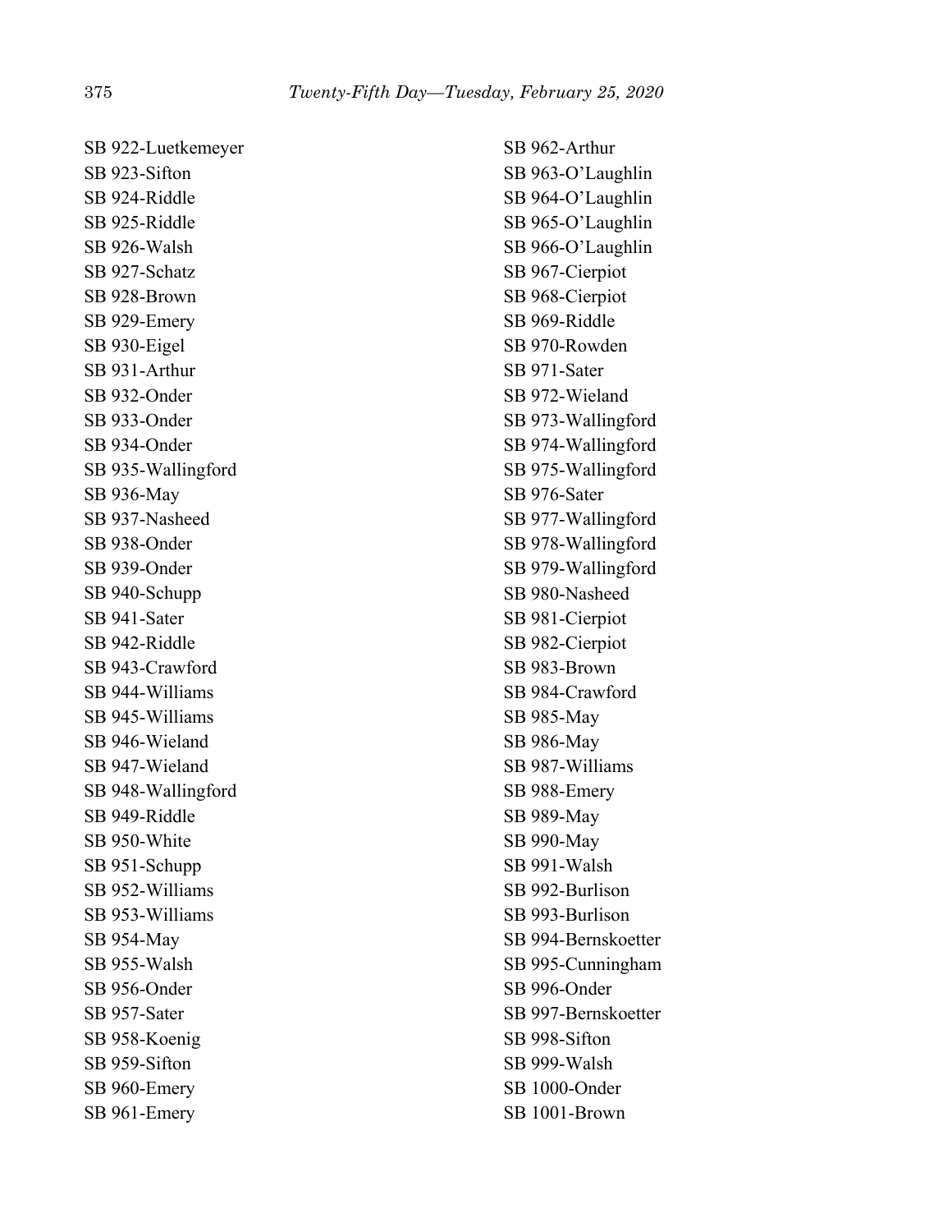SB 922-Luetkemeyer
SB 923-Sifton
SB 924-Riddle
SB 925-Riddle
SB 926-Walsh
SB 927-Schatz
SB 928-Brown
SB 929-Emery
SB 930-Eigel
SB 931-Arthur
SB 932-Onder
SB 933-Onder
SB 934-Onder
SB 935-Wallingford
SB 936-May
SB 937-Nasheed
SB 938-Onder
SB 939-Onder
SB 940-Schupp
SB 941-Sater
SB 942-Riddle
SB 943-Crawford
SB 944-Williams
SB 945-Williams
SB 946-Wieland
SB 947-Wieland
SB 948-Wallingford
SB 949-Riddle
SB 950-White
SB 951-Schupp
SB 952-Williams
SB 953-Williams
SB 954-May
SB 955-Walsh
SB 956-Onder
SB 957-Sater
SB 958-Koenig
SB 959-Sifton
SB 960-Emery
SB 961-Emery
SB 962-Arthur
SB 963-O'Laughlin
SB 964-O'Laughlin
SB 965-O'Laughlin
SB 966-O'Laughlin
SB 967-Cierpiot
SB 968-Cierpiot
SB 969-Riddle
SB 970-Rowden
SB 971-Sater
SB 972-Wieland
SB 973-Wallingford
SB 974-Wallingford
SB 975-Wallingford
SB 976-Sater
SB 977-Wallingford
SB 978-Wallingford
SB 979-Wallingford
SB 980-Nasheed
SB 981-Cierpiot
SB 982-Cierpiot
SB 983-Brown
SB 984-Crawford
SB 985-May
SB 986-May
SB 987-Williams
SB 988-Emery
SB 989-May
SB 990-May
SB 991-Walsh
SB 992-Burlison
SB 993-Burlison
SB 994-Bernskoetter
SB 995-Cunningham
SB 996-Onder
SB 997-Bernskoetter
SB 998-Sifton
SB 999-Walsh
SB 1000-Onder
SB 1001-Brown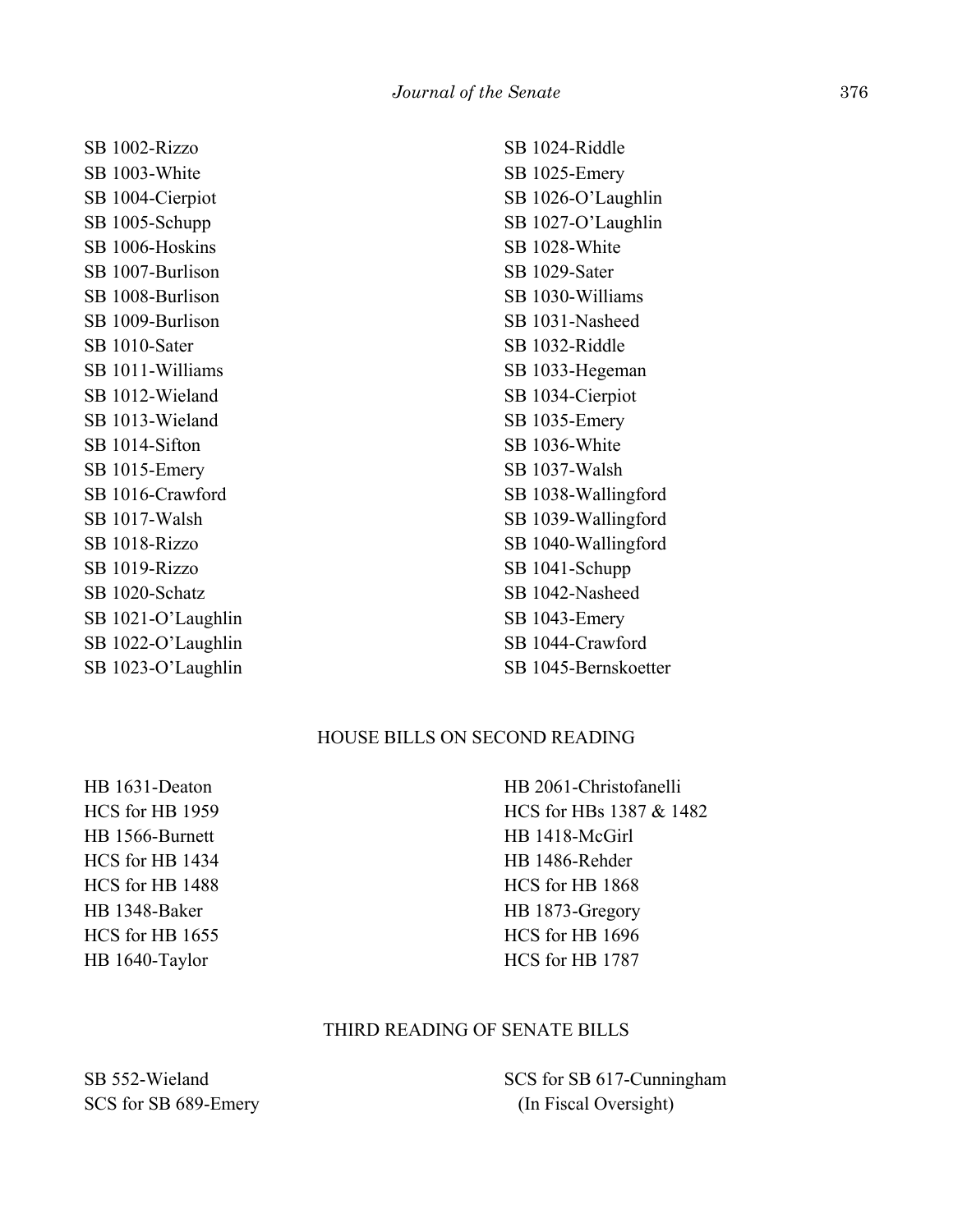SB 1002-Rizzo
SB 1003-White
SB 1004-Cierpiot
SB 1005-Schupp
SB 1006-Hoskins
SB 1007-Burlison
SB 1008-Burlison
SB 1009-Burlison
SB 1010-Sater
SB 1011-Williams
SB 1012-Wieland
SB 1013-Wieland
SB 1014-Sifton
SB 1015-Emery
SB 1016-Crawford
SB 1017-Walsh
SB 1018-Rizzo
SB 1019-Rizzo
SB 1020-Schatz
SB 1021-O'Laughlin
SB 1022-O'Laughlin
SB 1023-O'Laughlin
SB 1024-Riddle
SB 1025-Emery
SB 1026-O'Laughlin
SB 1027-O'Laughlin
SB 1028-White
SB 1029-Sater
SB 1030-Williams
SB 1031-Nasheed
SB 1032-Riddle
SB 1033-Hegeman
SB 1034-Cierpiot
SB 1035-Emery
SB 1036-White
SB 1037-Walsh
SB 1038-Wallingford
SB 1039-Wallingford
SB 1040-Wallingford
SB 1041-Schupp
SB 1042-Nasheed
SB 1043-Emery
SB 1044-Crawford
SB 1045-Bernskoetter

## HOUSE BILLS ON SECOND READING

HB 1631-Deaton
HCS for HB 1959
HB 1566-Burnett
HCS for HB 1434
HCS for HB 1488
HB 1348-Baker
HCS for HB 1655
HB 1640-Taylor
HB 2061-Christofanelli
HCS for HBs 1387 & 1482
HB 1418-McGirl
HB 1486-Rehder
HCS for HB 1868
HB 1873-Gregory
HCS for HB 1696
HCS for HB 1787

## THIRD READING OF SENATE BILLS

SB 552-Wieland
SCS for SB 689-Emery
SCS for SB 617-Cunningham
(In Fiscal Oversight)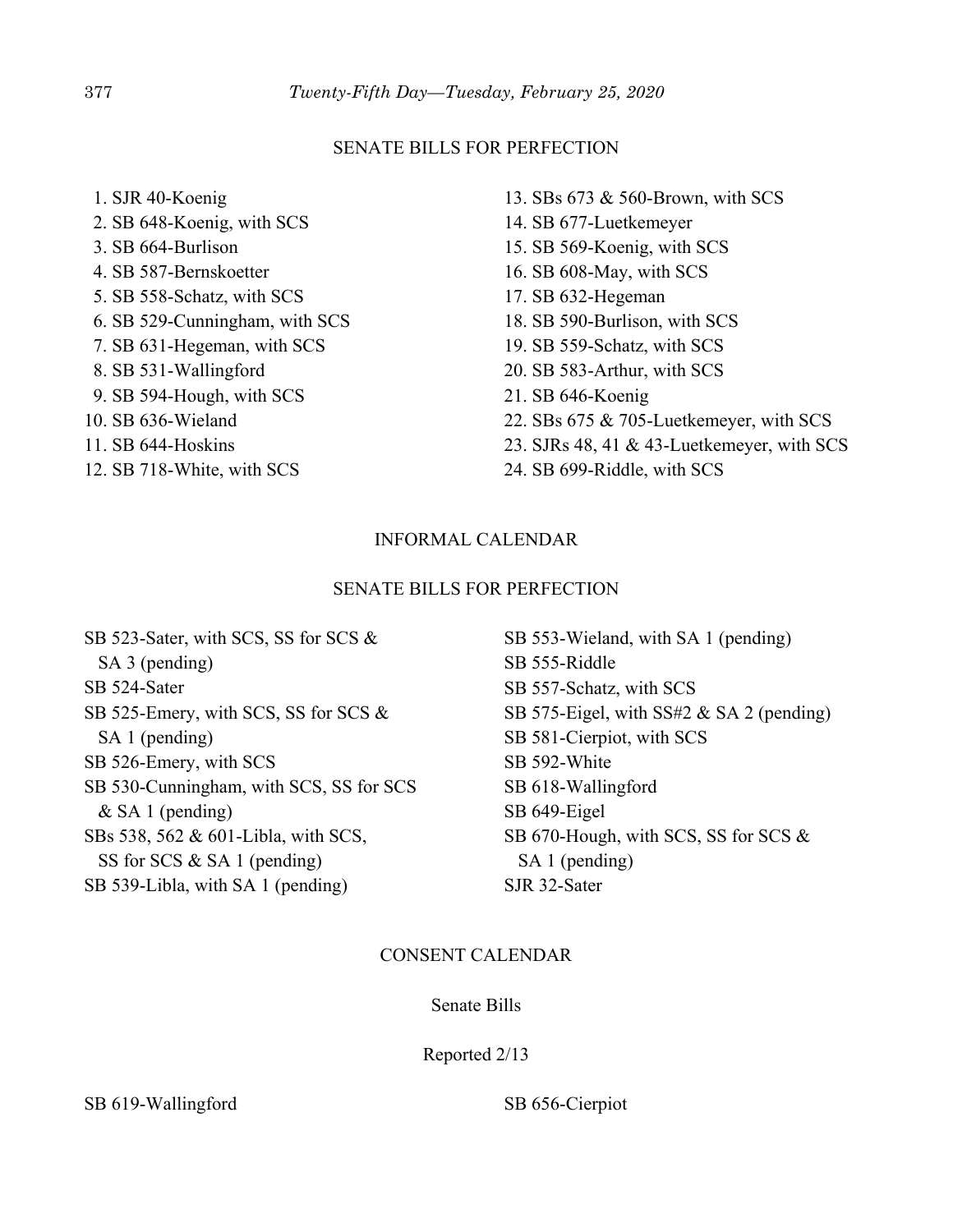## SENATE BILLS FOR PERFECTION

1. SJR 40-Koenig
2. SB 648-Koenig, with SCS
3. SB 664-Burlison
4. SB 587-Bernskoetter
5. SB 558-Schatz, with SCS
6. SB 529-Cunningham, with SCS
7. SB 631-Hegeman, with SCS
8. SB 531-Wallingford
9. SB 594-Hough, with SCS
10. SB 636-Wieland
11. SB 644-Hoskins
12. SB 718-White, with SCS
13. SBs 673 & 560-Brown, with SCS
14. SB 677-Luetkemeyer
15. SB 569-Koenig, with SCS
16. SB 608-May, with SCS
17. SB 632-Hegeman
18. SB 590-Burlison, with SCS
19. SB 559-Schatz, with SCS
20. SB 583-Arthur, with SCS
21. SB 646-Koenig
22. SBs 675 & 705-Luetkemeyer, with SCS
23. SJRs 48, 41 & 43-Luetkemeyer, with SCS
24. SB 699-Riddle, with SCS

## INFORMAL CALENDAR

## SENATE BILLS FOR PERFECTION

SB 523-Sater, with SCS, SS for SCS & SA 3 (pending)
SB 524-Sater
SB 525-Emery, with SCS, SS for SCS & SA 1 (pending)
SB 526-Emery, with SCS
SB 530-Cunningham, with SCS, SS for SCS & SA 1 (pending)
SBs 538, 562 & 601-Libla, with SCS, SS for SCS & SA 1 (pending)
SB 539-Libla, with SA 1 (pending)
SB 553-Wieland, with SA 1 (pending)
SB 555-Riddle
SB 557-Schatz, with SCS
SB 575-Eigel, with SS#2 & SA 2 (pending)
SB 581-Cierpiot, with SCS
SB 592-White
SB 618-Wallingford
SB 649-Eigel
SB 670-Hough, with SCS, SS for SCS & SA 1 (pending)
SJR 32-Sater

## CONSENT CALENDAR

### Senate Bills

Reported 2/13

SB 619-Wallingford
SB 656-Cierpiot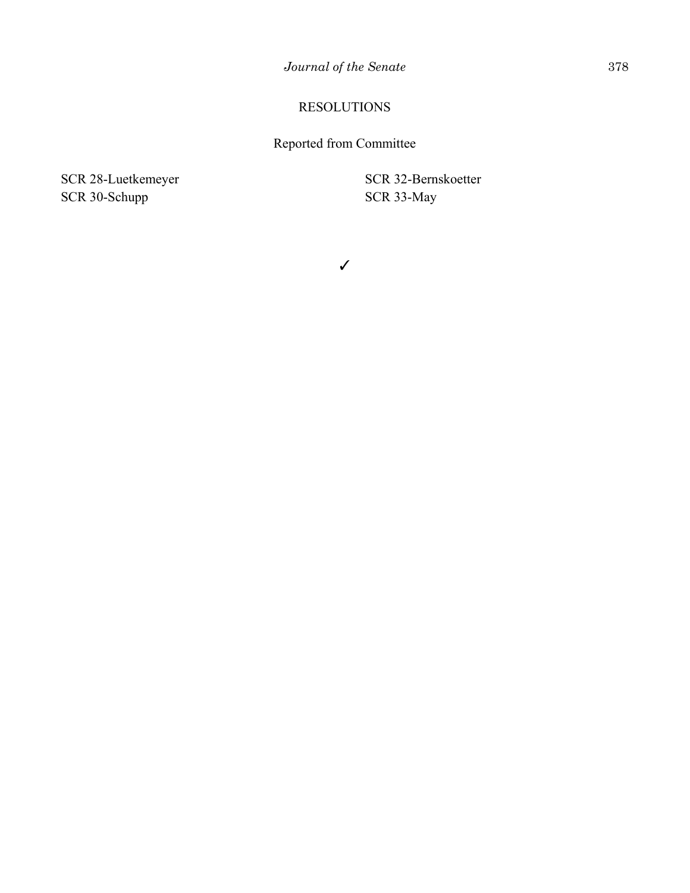## RESOLUTIONS

### Reported from Committee

SCR 28-Luetkemeyer
SCR 30-Schupp
SCR 32-Bernskoetter
SCR 33-May

✓